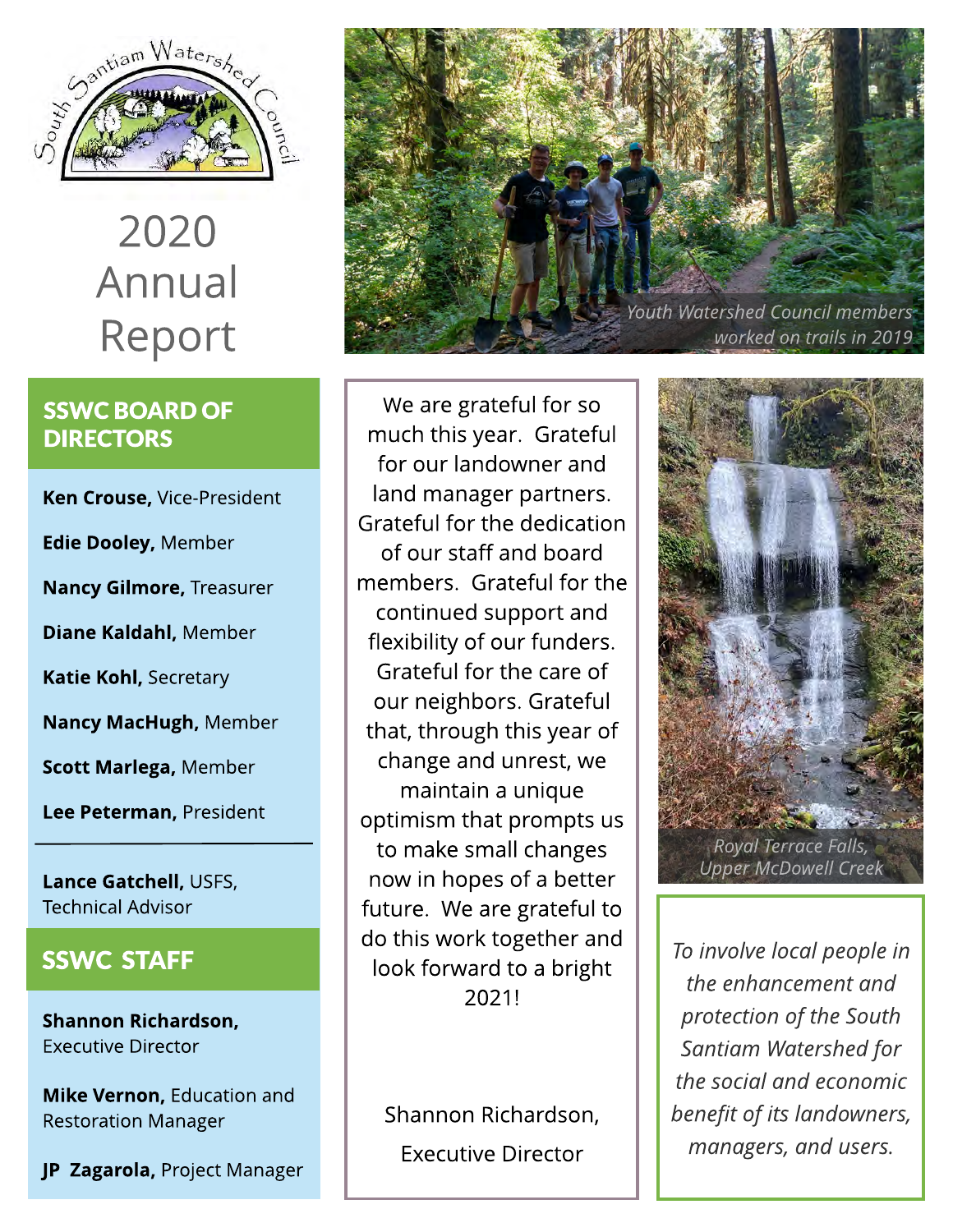South Santiam Watershed Council

# 2020 Annual Report

## SSWC BOARD OF DIRECTORS

**Ken Crouse,** Vice-President

**Edie Dooley,** Member

**Nancy Gilmore,** Treasurer

**Diane Kaldahl,** Member

**Katie Kohl,** Secretary

**Nancy MacHugh,** Member

**Scott Marlega,** Member

**Lee Peterman,** President

---

**Lance Gatchell,** USFS, Technical Advisor

## SSWC STAFF

**Shannon Richardson,** Executive Director

**Mike Vernon,** Education and Restoration Manager

**JP Zagarola,** Project Manager

*Youth Watershed Council members worked on trails in 2019*

We are grateful for so much this year. Grateful for our landowner and land manager partners. Grateful for the dedication of our staff and board members. Grateful for the continued support and flexibility of our funders. Grateful for the care of our neighbors. Grateful that, through this year of change and unrest, we maintain a unique optimism that prompts us to make small changes now in hopes of a better future. We are grateful to do this work together and look forward to a bright 2021!

Shannon Richardson,

Executive Director

*Royal Terrace Falls, Upper McDowell Creek*

*To involve local people in the enhancement and protection of the South Santiam Watershed for the social and economic benefit of its landowners, managers, and users.*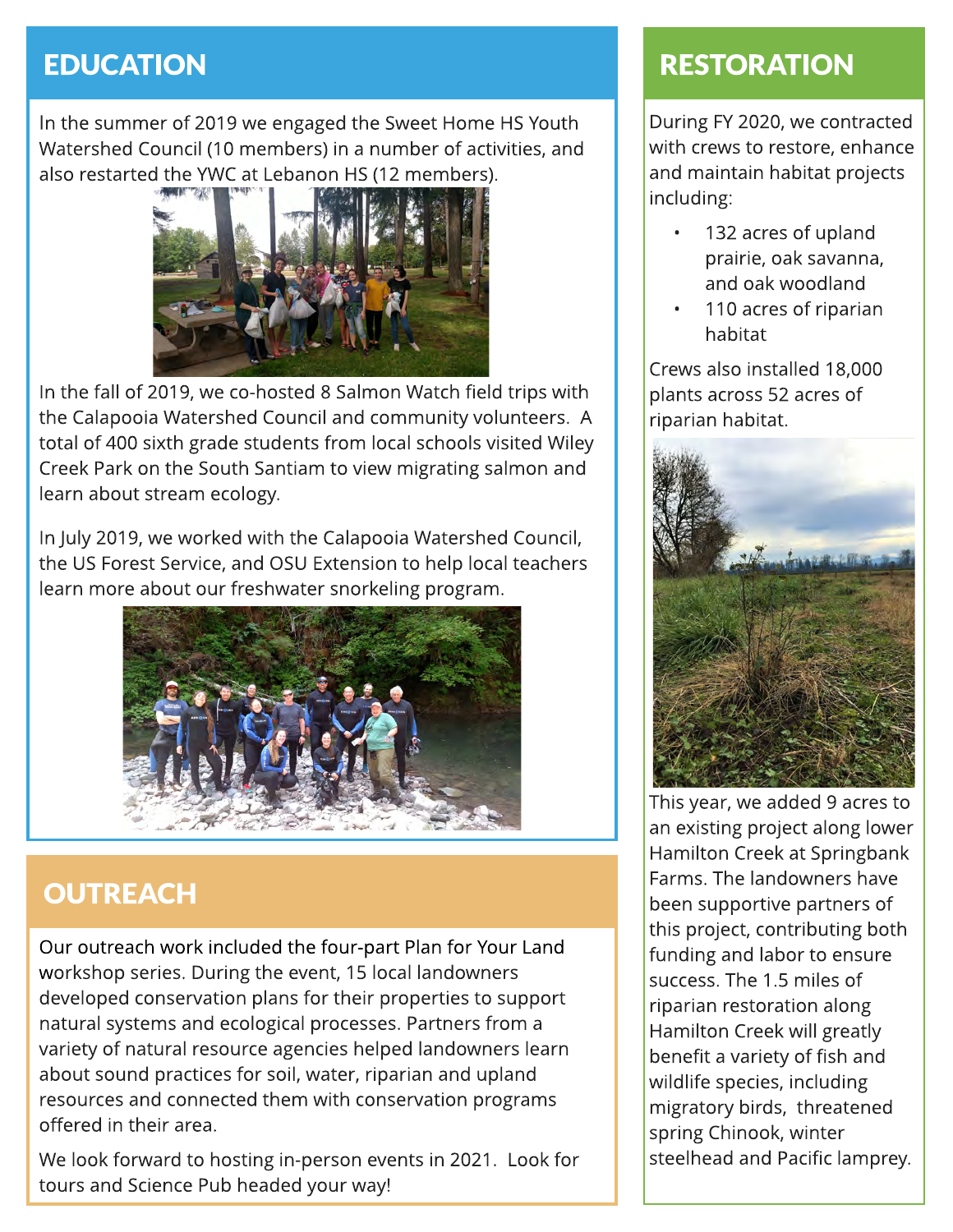## EDUCATION

In the summer of 2019 we engaged the Sweet Home HS Youth Watershed Council (10 members) in a number of activities, and also restarted the YWC at Lebanon HS (12 members).

In the fall of 2019, we co-hosted 8 Salmon Watch field trips with the Calapooia Watershed Council and community volunteers. A total of 400 sixth grade students from local schools visited Wiley Creek Park on the South Santiam to view migrating salmon and learn about stream ecology.

In July 2019, we worked with the Calapooia Watershed Council, the US Forest Service, and OSU Extension to help local teachers learn more about our freshwater snorkeling program.

## OUTREACH

Our outreach work included the four-part Plan for Your Land workshop series. During the event, 15 local landowners developed conservation plans for their properties to support natural systems and ecological processes. Partners from a variety of natural resource agencies helped landowners learn about sound practices for soil, water, riparian and upland resources and connected them with conservation programs offered in their area.

We look forward to hosting in-person events in 2021. Look for tours and Science Pub headed your way!

## RESTORATION

During FY 2020, we contracted with crews to restore, enhance and maintain habitat projects including:

- 132 acres of upland prairie, oak savanna, and oak woodland
- 110 acres of riparian habitat

Crews also installed 18,000 plants across 52 acres of riparian habitat.

This year, we added 9 acres to an existing project along lower Hamilton Creek at Springbank Farms. The landowners have been supportive partners of this project, contributing both funding and labor to ensure success. The 1.5 miles of riparian restoration along Hamilton Creek will greatly benefit a variety of fish and wildlife species, including migratory birds, threatened spring Chinook, winter steelhead and Pacific lamprey.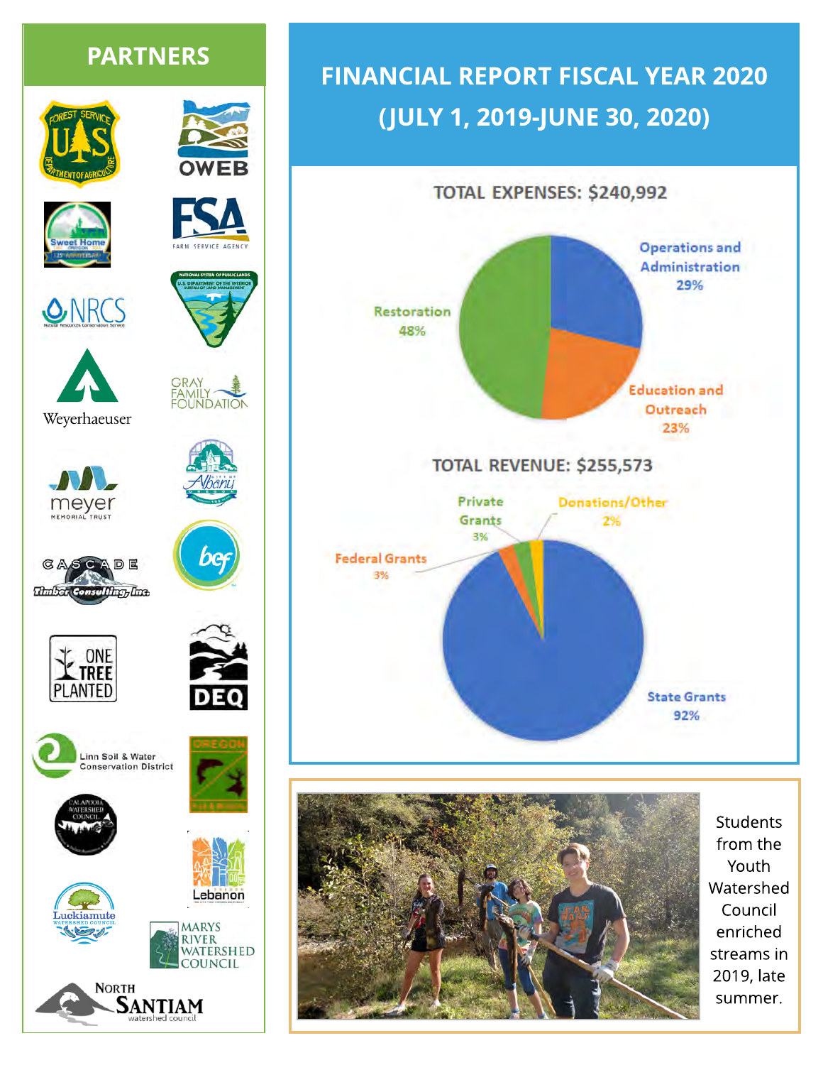## PARTNERS

FOREST SERVICE U.S. DEPARTMENT OF AGRICULTURE

OWEB

Sweet Home

FSA FARM SERVICE AGENCY

NRCS Natural Resources Conservation Service

NATIONAL SYSTEM OF PUBLIC LANDS U.S. DEPARTMENT OF THE INTERIOR BUREAU OF LAND MANAGEMENT

Weyerhaeuser

GRAY FAMILY FOUNDATION

meyer MEMORIAL TRUST

Albany

CASCADE Timber Consulting, Inc.

bef

ONE TREE PLANTED

DEQ

Linn Soil & Water Conservation District

OREGON

CALAPOOIA WATERSHED COUNCIL

Lebanon

Luckiamute WATERSHED COUNCIL

MARYS RIVER WATERSHED COUNCIL

NORTH SANTIAM watershed council

## FINANCIAL REPORT FISCAL YEAR 2020 (JULY 1, 2019-JUNE 30, 2020)

TOTAL EXPENSES: $240,992

Operations and Administration 29%

Education and Outreach 23%

Restoration 48%

TOTAL REVENUE: $255,573

Private Grants 3%

Donations/Other 2%

Federal Grants 3%

State Grants 92%

Students from the Youth Watershed Council enriched streams in 2019, late summer.